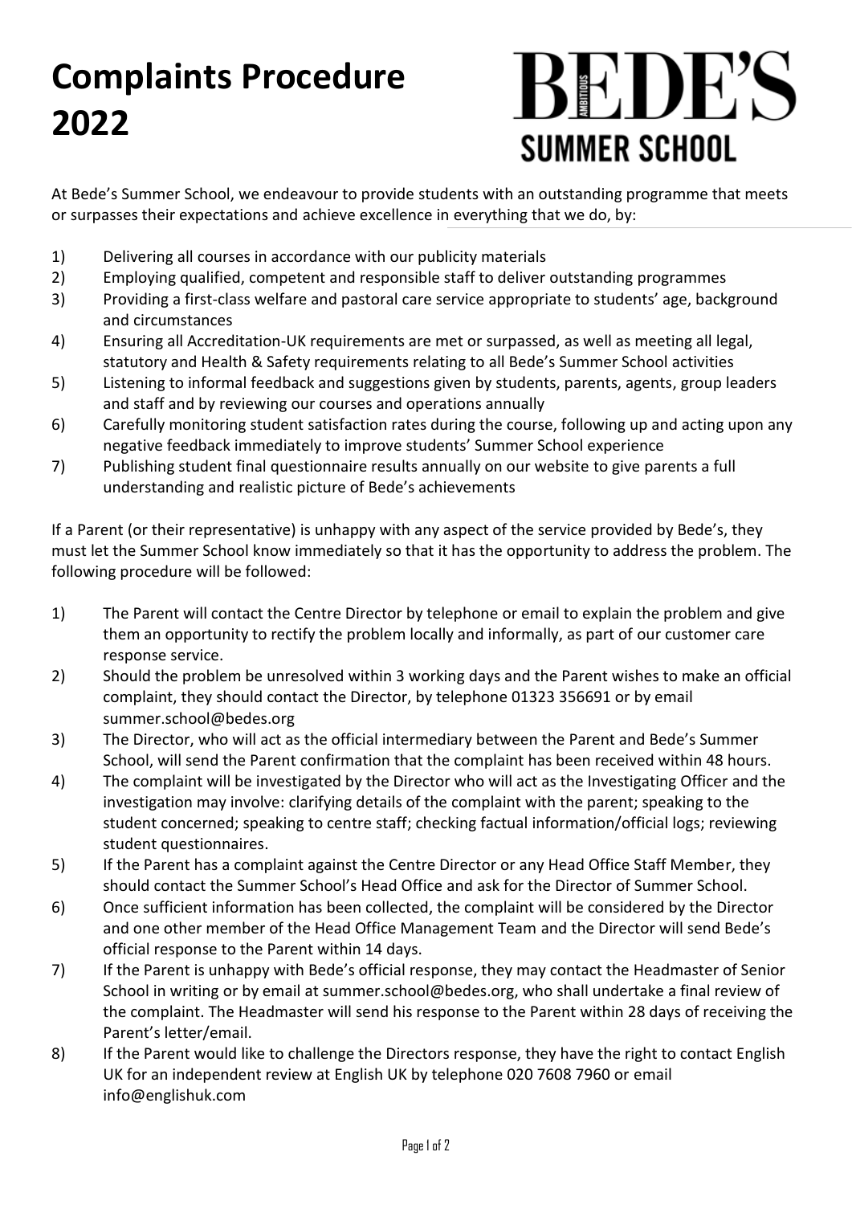# Complaints Procedure 2022

BEDE'S SUMMER SCHOOL

At Bede's Summer School, we endeavour to provide students with an outstanding programme that meets or surpasses their expectations and achieve excellence in everything that we do, by:

1) Delivering all courses in accordance with our publicity materials
2) Employing qualified, competent and responsible staff to deliver outstanding programmes
3) Providing a first-class welfare and pastoral care service appropriate to students' age, background and circumstances
4) Ensuring all Accreditation-UK requirements are met or surpassed, as well as meeting all legal, statutory and Health & Safety requirements relating to all Bede's Summer School activities
5) Listening to informal feedback and suggestions given by students, parents, agents, group leaders and staff and by reviewing our courses and operations annually
6) Carefully monitoring student satisfaction rates during the course, following up and acting upon any negative feedback immediately to improve students' Summer School experience
7) Publishing student final questionnaire results annually on our website to give parents a full understanding and realistic picture of Bede's achievements

If a Parent (or their representative) is unhappy with any aspect of the service provided by Bede's, they must let the Summer School know immediately so that it has the opportunity to address the problem. The following procedure will be followed:

1) The Parent will contact the Centre Director by telephone or email to explain the problem and give them an opportunity to rectify the problem locally and informally, as part of our customer care response service.
2) Should the problem be unresolved within 3 working days and the Parent wishes to make an official complaint, they should contact the Director, by telephone 01323 356691 or by email summer.school@bedes.org
3) The Director, who will act as the official intermediary between the Parent and Bede's Summer School, will send the Parent confirmation that the complaint has been received within 48 hours.
4) The complaint will be investigated by the Director who will act as the Investigating Officer and the investigation may involve: clarifying details of the complaint with the parent; speaking to the student concerned; speaking to centre staff; checking factual information/official logs; reviewing student questionnaires.
5) If the Parent has a complaint against the Centre Director or any Head Office Staff Member, they should contact the Summer School's Head Office and ask for the Director of Summer School.
6) Once sufficient information has been collected, the complaint will be considered by the Director and one other member of the Head Office Management Team and the Director will send Bede's official response to the Parent within 14 days.
7) If the Parent is unhappy with Bede's official response, they may contact the Headmaster of Senior School in writing or by email at summer.school@bedes.org, who shall undertake a final review of the complaint. The Headmaster will send his response to the Parent within 28 days of receiving the Parent's letter/email.
8) If the Parent would like to challenge the Directors response, they have the right to contact English UK for an independent review at English UK by telephone 020 7608 7960 or email info@englishuk.com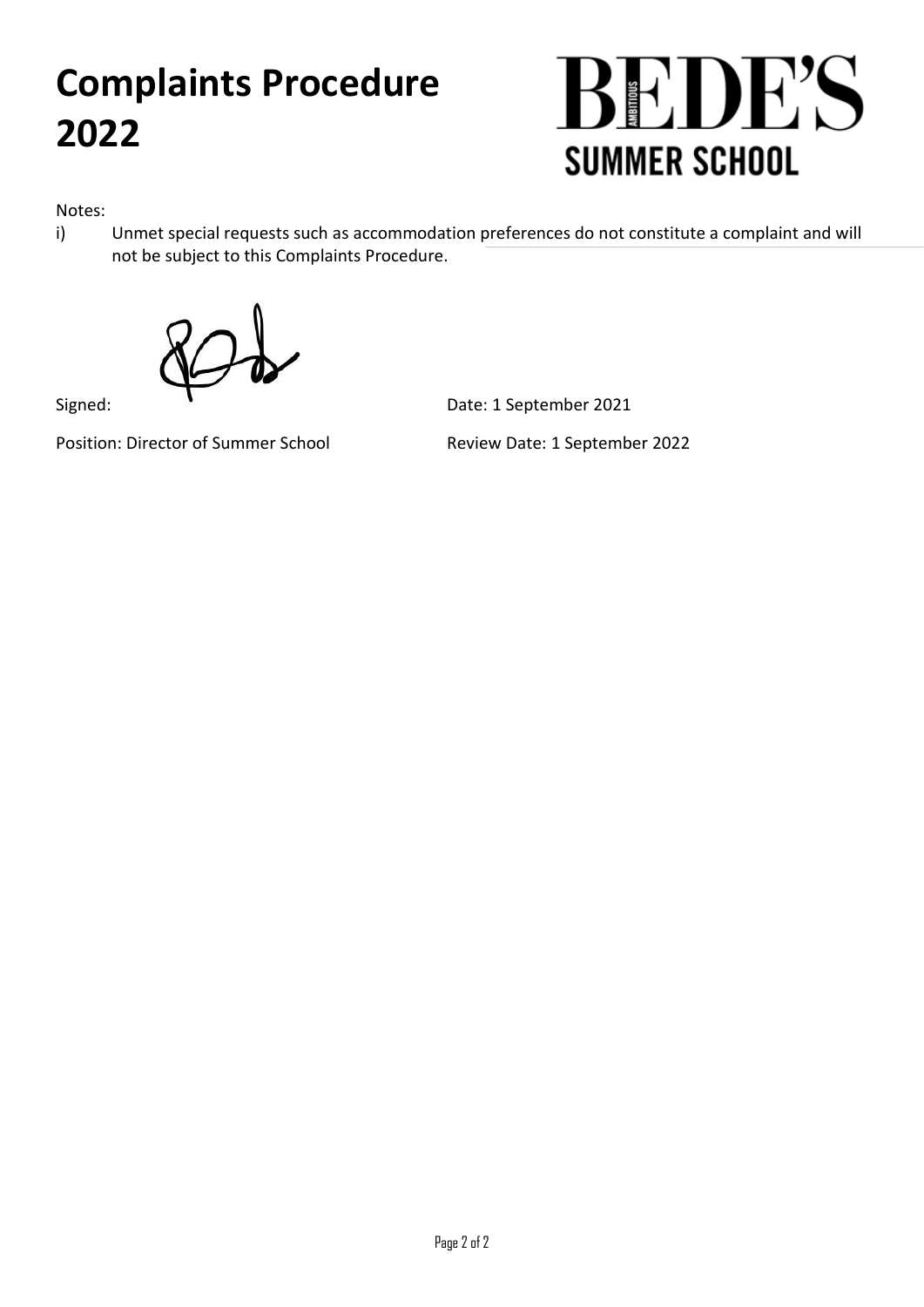# Complaints Procedure 2022

Notes:

i) Unmet special requests such as accommodation preferences do not constitute a complaint and will not be subject to this Complaints Procedure.

Signed:

Date: 1 September 2021

Position: Director of Summer School

Review Date: 1 September 2022